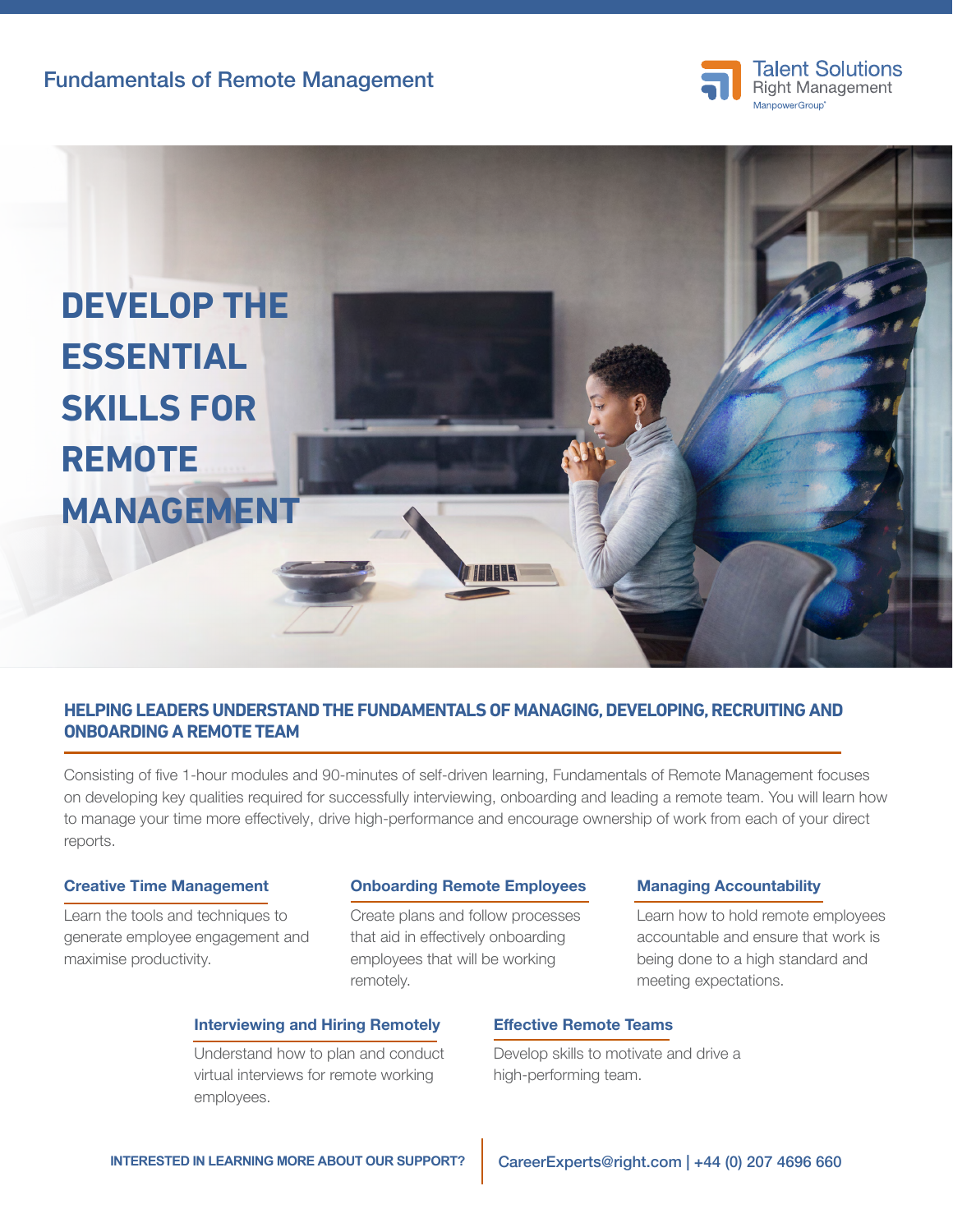Fundamentals of Remote Management

Talent Solutions
Right Management
ManpowerGroup

# DEVELOP THE ESSENTIAL SKILLS FOR REMOTE MANAGEMENT

## HELPING LEADERS UNDERSTAND THE FUNDAMENTALS OF MANAGING, DEVELOPING, RECRUITING AND ONBOARDING A REMOTE TEAM

Consisting of five 1-hour modules and 90-minutes of self-driven learning, Fundamentals of Remote Management focuses on developing key qualities required for successfully interviewing, onboarding and leading a remote team. You will learn how to manage your time more effectively, drive high-performance and encourage ownership of work from each of your direct reports.

### Creative Time Management

Learn the tools and techniques to generate employee engagement and maximise productivity.

### Onboarding Remote Employees

Create plans and follow processes that aid in effectively onboarding employees that will be working remotely.

### Managing Accountability

Learn how to hold remote employees accountable and ensure that work is being done to a high standard and meeting expectations.

### Interviewing and Hiring Remotely

Understand how to plan and conduct virtual interviews for remote working employees.

### Effective Remote Teams

Develop skills to motivate and drive a high-performing team.

**INTERESTED IN LEARNING MORE ABOUT OUR SUPPORT?** CareerExperts@right.com | +44 (0) 207 4696 660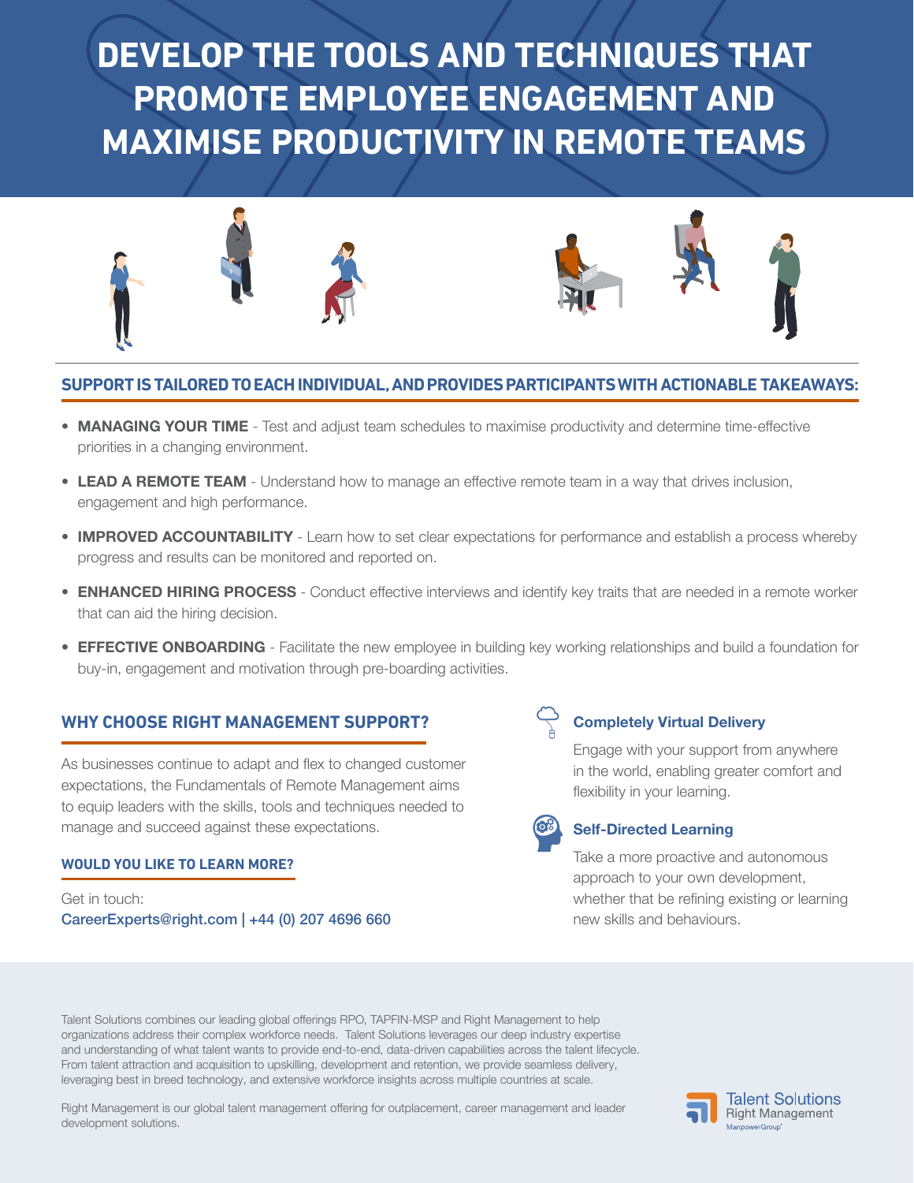# DEVELOP THE TOOLS AND TECHNIQUES THAT PROMOTE EMPLOYEE ENGAGEMENT AND MAXIMISE PRODUCTIVITY IN REMOTE TEAMS

## SUPPORT IS TAILORED TO EACH INDIVIDUAL, AND PROVIDES PARTICIPANTS WITH ACTIONABLE TAKEAWAYS:

- **MANAGING YOUR TIME** - Test and adjust team schedules to maximise productivity and determine time-effective priorities in a changing environment.
- **LEAD A REMOTE TEAM** - Understand how to manage an effective remote team in a way that drives inclusion, engagement and high performance.
- **IMPROVED ACCOUNTABILITY** - Learn how to set clear expectations for performance and establish a process whereby progress and results can be monitored and reported on.
- **ENHANCED HIRING PROCESS** - Conduct effective interviews and identify key traits that are needed in a remote worker that can aid the hiring decision.
- **EFFECTIVE ONBOARDING** - Facilitate the new employee in building key working relationships and build a foundation for buy-in, engagement and motivation through pre-boarding activities.

## WHY CHOOSE RIGHT MANAGEMENT SUPPORT?

As businesses continue to adapt and flex to changed customer expectations, the Fundamentals of Remote Management aims to equip leaders with the skills, tools and techniques needed to manage and succeed against these expectations.

### WOULD YOU LIKE TO LEARN MORE?

Get in touch:
CareerExperts@right.com | +44 (0) 207 4696 660

### Completely Virtual Delivery

Engage with your support from anywhere in the world, enabling greater comfort and flexibility in your learning.

### Self-Directed Learning

Take a more proactive and autonomous approach to your own development, whether that be refining existing or learning new skills and behaviours.

Talent Solutions combines our leading global offerings RPO, TAPFIN-MSP and Right Management to help organizations address their complex workforce needs. Talent Solutions leverages our deep industry expertise and understanding of what talent wants to provide end-to-end, data-driven capabilities across the talent lifecycle. From talent attraction and acquisition to upskilling, development and retention, we provide seamless delivery, leveraging best in breed technology, and extensive workforce insights across multiple countries at scale.

Right Management is our global talent management offering for outplacement, career management and leader development solutions.

Talent Solutions
Right Management
ManpowerGroup